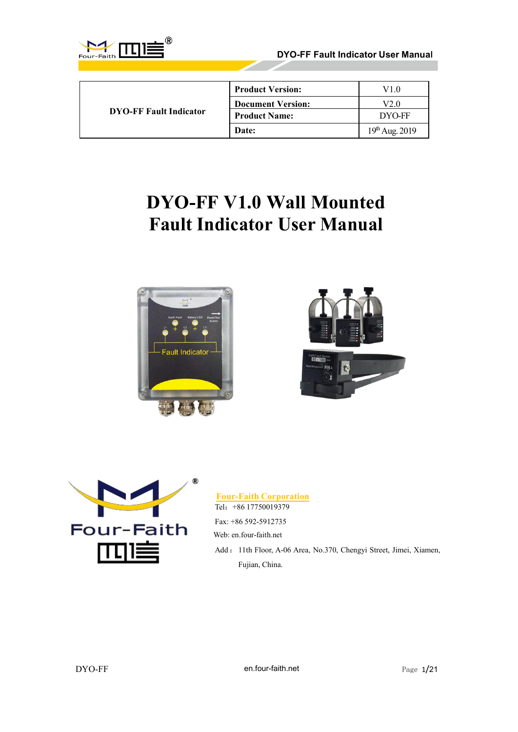| | | |
|---|---|---|
| **DYO-FF Fault Indicator** | **Product Version:** | V1.0 |
| | **Document Version:** | V2.0 |
| | **Product Name:** | DYO-FF |
| | **Date:** | 19th Aug. 2019 |

# DYO-FF V1.0 Wall Mounted Fault Indicator User Manual

**Four-Faith Corporation**

Tel：+86 17750019379

Fax: +86 592-5912735

Web: en.four-faith.net

Add： 11th Floor, A-06 Area, No.370, Chengyi Street, Jimei, Xiamen, Fujian, China.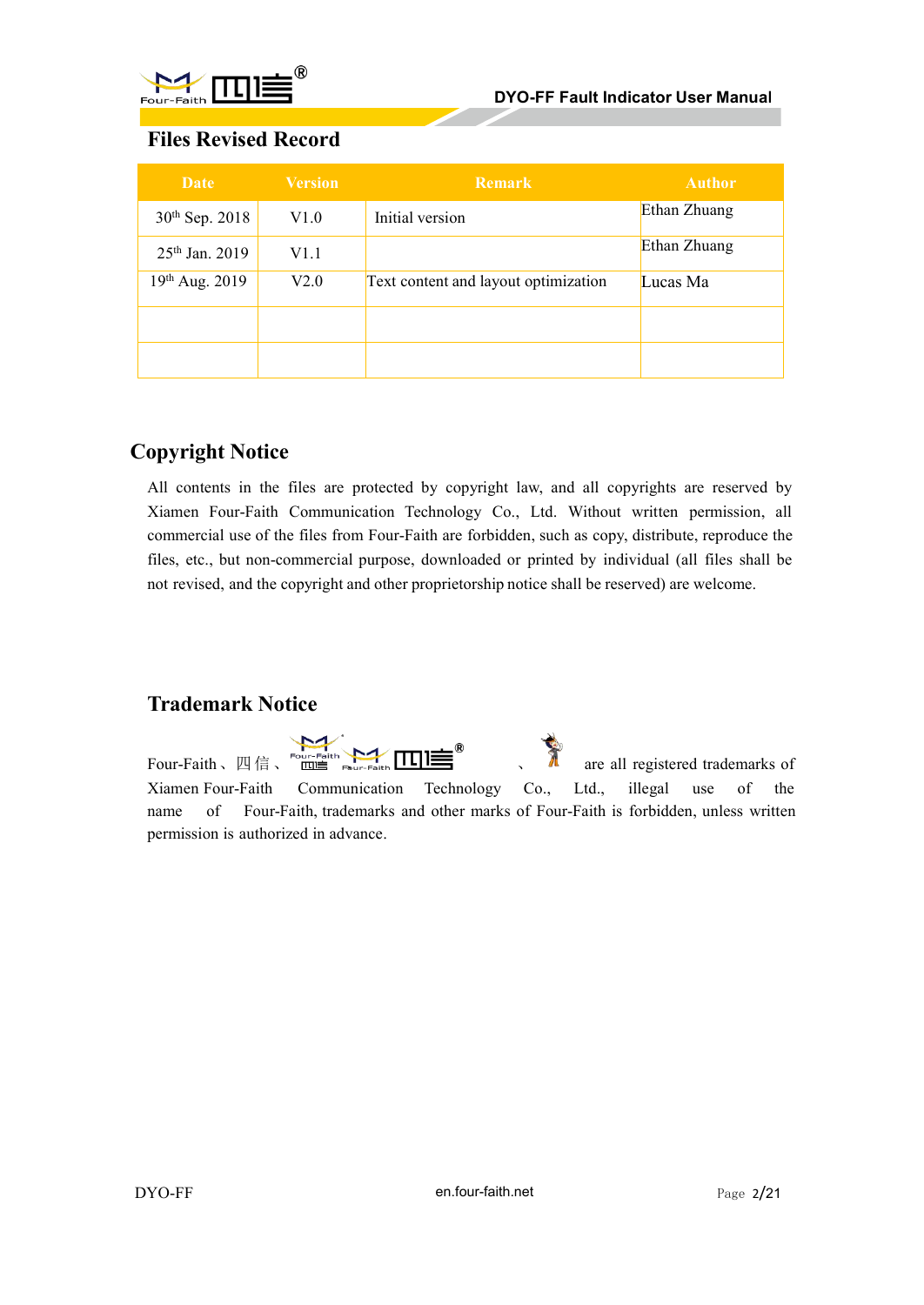## Files Revised Record

| Date | Version | Remark | Author |
|---|---|---|---|
| 30th Sep. 2018 | V1.0 | Initial version | Ethan Zhuang |
| 25th Jan. 2019 | V1.1 | | Ethan Zhuang |
| 19th Aug. 2019 | V2.0 | Text content and layout optimization | Lucas Ma |
| | | | |
| | | | |

## Copyright Notice

All contents in the files are protected by copyright law, and all copyrights are reserved by Xiamen Four-Faith Communication Technology Co., Ltd. Without written permission, all commercial use of the files from Four-Faith are forbidden, such as copy, distribute, reproduce the files, etc., but non-commercial purpose, downloaded or printed by individual (all files shall be not revised, and the copyright and other proprietorship notice shall be reserved) are welcome.

## Trademark Notice

Four-Faith、四信、 、 are all registered trademarks of Xiamen Four-Faith Communication Technology Co., Ltd., illegal use of the name of Four-Faith, trademarks and other marks of Four-Faith is forbidden, unless written permission is authorized in advance.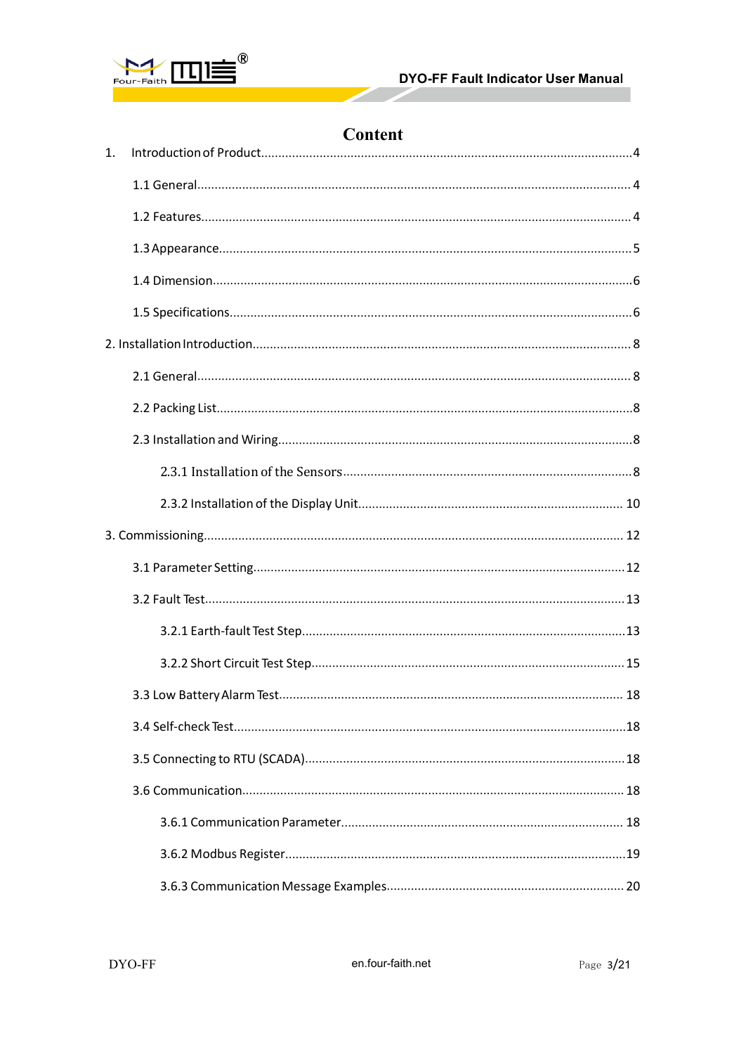# Content

1. Introduction of Product....................................................4
    - 1.1 General....................................................4
    - 1.2 Features....................................................4
    - 1.3 Appearance....................................................5
    - 1.4 Dimension....................................................6
    - 1.5 Specifications....................................................6
2. Installation Introduction....................................................8
    - 2.1 General....................................................8
    - 2.2 Packing List....................................................8
    - 2.3 Installation and Wiring....................................................8
        - 2.3.1 Installation of the Sensors....................................................8
        - 2.3.2 Installation of the Display Unit....................................................10
3. Commissioning....................................................12
    - 3.1 Parameter Setting....................................................12
    - 3.2 Fault Test....................................................13
        - 3.2.1 Earth-fault Test Step....................................................13
        - 3.2.2 Short Circuit Test Step....................................................15
    - 3.3 Low Battery Alarm Test....................................................18
    - 3.4 Self-check Test....................................................18
    - 3.5 Connecting to RTU (SCADA)....................................................18
    - 3.6 Communication....................................................18
        - 3.6.1 Communication Parameter....................................................18
        - 3.6.2 Modbus Register....................................................19
        - 3.6.3 Communication Message Examples....................................................20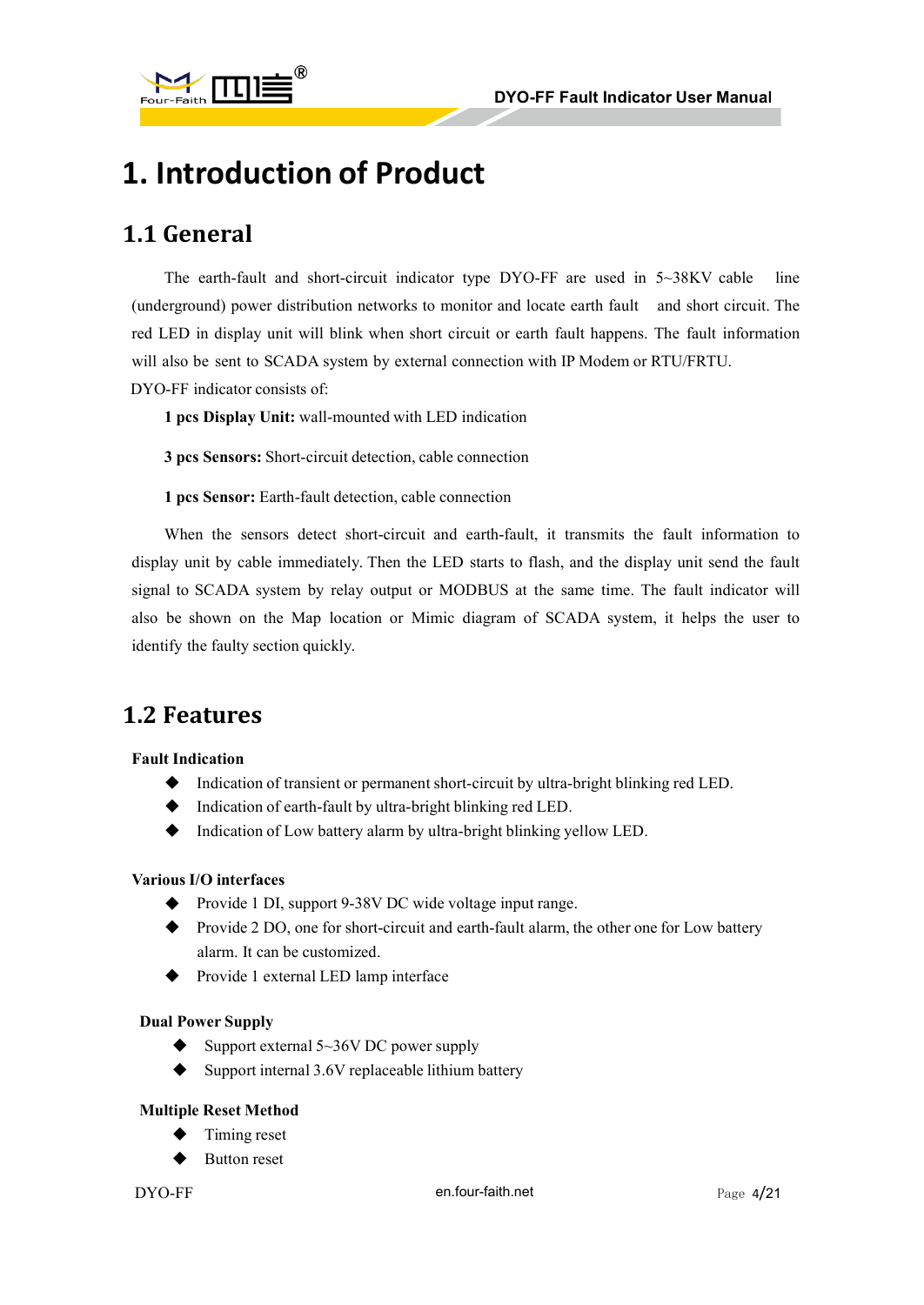# 1. Introduction of Product

## 1.1 General

The earth-fault and short-circuit indicator type DYO-FF are used in 5~38KV cable line (underground) power distribution networks to monitor and locate earth fault and short circuit. The red LED in display unit will blink when short circuit or earth fault happens. The fault information will also be sent to SCADA system by external connection with IP Modem or RTU/FRTU.

DYO-FF indicator consists of:

**1 pcs Display Unit:** wall-mounted with LED indication

**3 pcs Sensors:** Short-circuit detection, cable connection

**1 pcs Sensor:** Earth-fault detection, cable connection

When the sensors detect short-circuit and earth-fault, it transmits the fault information to display unit by cable immediately. Then the LED starts to flash, and the display unit send the fault signal to SCADA system by relay output or MODBUS at the same time. The fault indicator will also be shown on the Map location or Mimic diagram of SCADA system, it helps the user to identify the faulty section quickly.

## 1.2 Features

**Fault Indication**

- Indication of transient or permanent short-circuit by ultra-bright blinking red LED.
- Indication of earth-fault by ultra-bright blinking red LED.
- Indication of Low battery alarm by ultra-bright blinking yellow LED.

**Various I/O interfaces**

- Provide 1 DI, support 9-38V DC wide voltage input range.
- Provide 2 DO, one for short-circuit and earth-fault alarm, the other one for Low battery alarm. It can be customized.
- Provide 1 external LED lamp interface

**Dual Power Supply**

- Support external 5~36V DC power supply
- Support internal 3.6V replaceable lithium battery

**Multiple Reset Method**

- Timing reset
- Button reset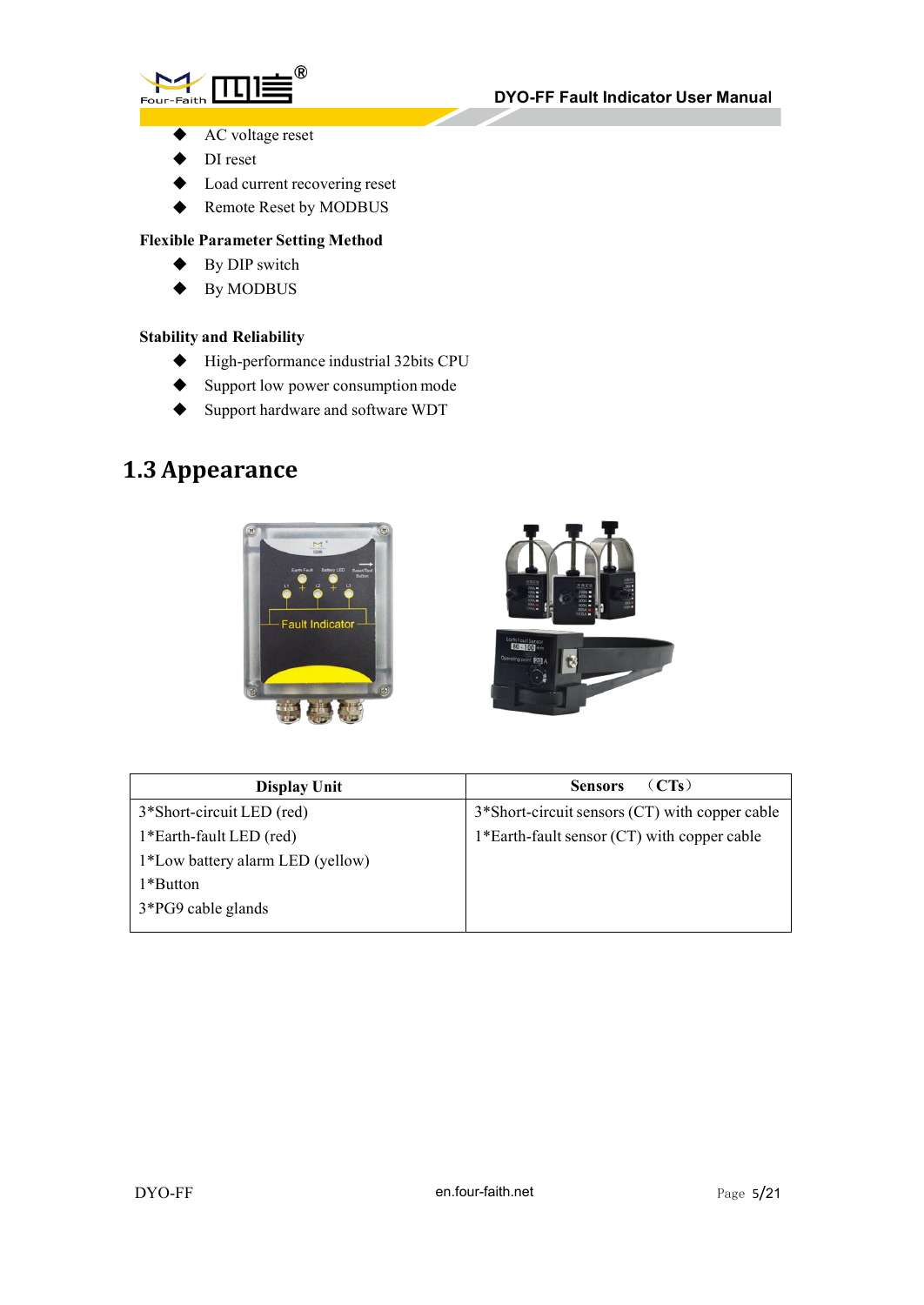- AC voltage reset
- DI reset
- Load current recovering reset
- Remote Reset by MODBUS

**Flexible Parameter Setting Method**

- By DIP switch
- By MODBUS

**Stability and Reliability**

- High-performance industrial 32bits CPU
- Support low power consumption mode
- Support hardware and software WDT

## 1.3 Appearance

| Display Unit | Sensors （CTs） |
|---|---|
| 3*Short-circuit LED (red)<br>1*Earth-fault LED (red)<br>1*Low battery alarm LED (yellow)<br>1*Button<br>3*PG9 cable glands | 3*Short-circuit sensors (CT) with copper cable<br>1*Earth-fault sensor (CT) with copper cable |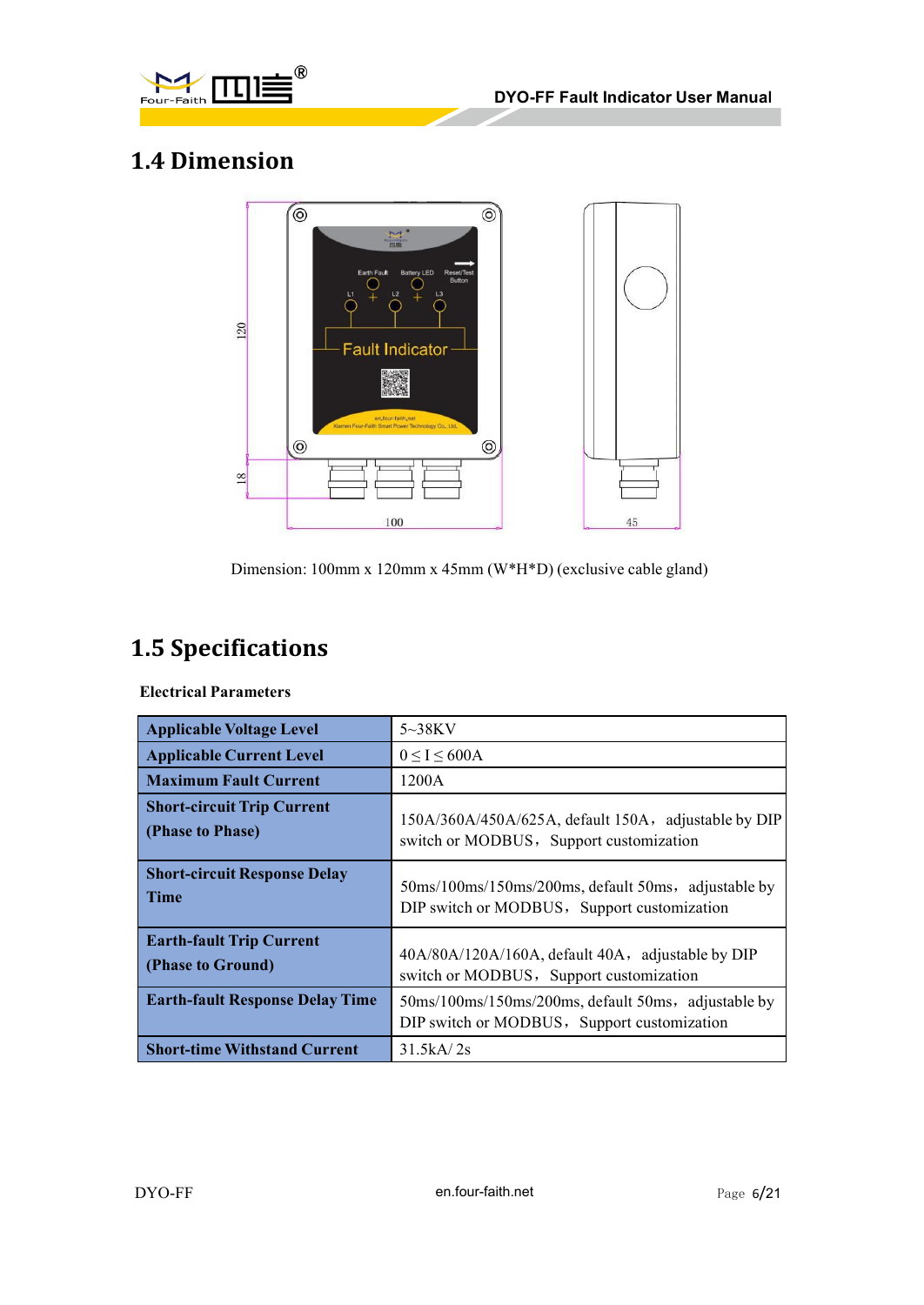## 1.4 Dimension

120

18

100

45

Dimension: 100mm x 120mm x 45mm (W*H*D) (exclusive cable gland)

## 1.5 Specifications

**Electrical Parameters**

| | |
|---|---|
| **Applicable Voltage Level** | 5~38KV |
| **Applicable Current Level** | 0 ≤ I ≤ 600A |
| **Maximum Fault Current** | 1200A |
| **Short-circuit Trip Current (Phase to Phase)** | 150A/360A/450A/625A, default 150A， adjustable by DIP switch or MODBUS， Support customization |
| **Short-circuit Response Delay Time** | 50ms/100ms/150ms/200ms, default 50ms， adjustable by DIP switch or MODBUS， Support customization |
| **Earth-fault Trip Current (Phase to Ground)** | 40A/80A/120A/160A, default 40A， adjustable by DIP switch or MODBUS， Support customization |
| **Earth-fault Response Delay Time** | 50ms/100ms/150ms/200ms, default 50ms， adjustable by DIP switch or MODBUS， Support customization |
| **Short-time Withstand Current** | 31.5kA/ 2s |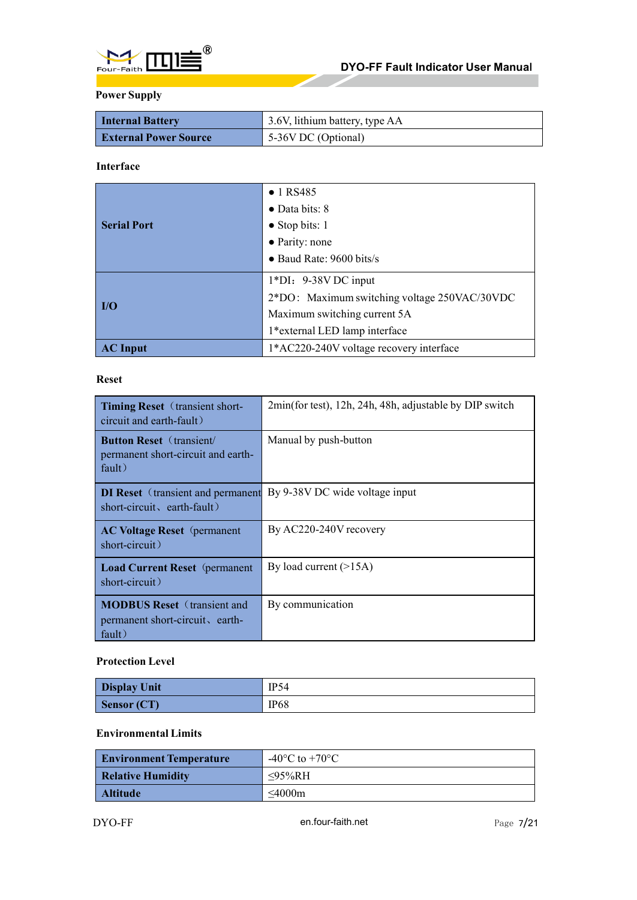**Power Supply**

| | |
|---|---|
| **Internal Battery** | 3.6V, lithium battery, type AA |
| **External Power Source** | 5-36V DC (Optional) |

**Interface**

| | |
|---|---|
| **Serial Port** | ● 1 RS485<br>● Data bits: 8<br>● Stop bits: 1<br>● Parity: none<br>● Baud Rate: 9600 bits/s |
| **I/O** | 1*DI：9-38V DC input<br>2*DO：Maximum switching voltage 250VAC/30VDC<br>Maximum switching current 5A<br>1*external LED lamp interface |
| **AC Input** | 1*AC220-240V voltage recovery interface |

**Reset**

| | |
|---|---|
| **Timing Reset**（transient short-circuit and earth-fault） | 2min(for test), 12h, 24h, 48h, adjustable by DIP switch |
| **Button Reset**（transient/ permanent short-circuit and earth-fault） | Manual by push-button |
| **DI Reset**（transient and permanent short-circuit、earth-fault） | By 9-38V DC wide voltage input |
| **AC Voltage Reset**（permanent short-circuit） | By AC220-240V recovery |
| **Load Current Reset**（permanent short-circuit） | By load current (>15A) |
| **MODBUS Reset**（transient and permanent short-circuit、earth-fault） | By communication |

**Protection Level**

| | |
|---|---|
| **Display Unit** | IP54 |
| **Sensor (CT)** | IP68 |

**Environmental Limits**

| | |
|---|---|
| **Environment Temperature** | -40°C to +70°C |
| **Relative Humidity** | ≤95%RH |
| **Altitude** | ≤4000m |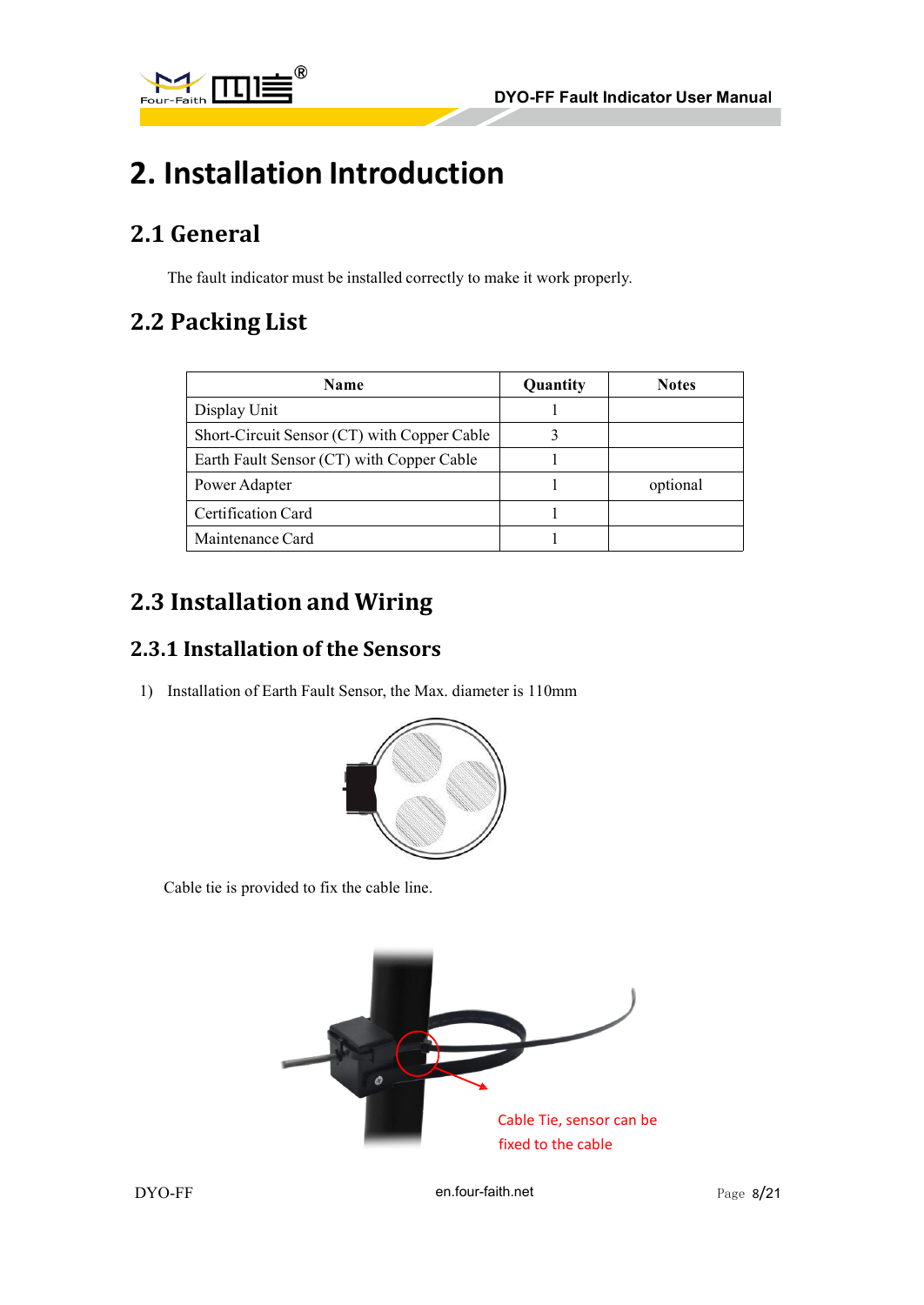# 2. Installation Introduction

## 2.1 General

The fault indicator must be installed correctly to make it work properly.

## 2.2 Packing List

| Name | Quantity | Notes |
|---|---|---|
| Display Unit | 1 | |
| Short-Circuit Sensor (CT) with Copper Cable | 3 | |
| Earth Fault Sensor (CT) with Copper Cable | 1 | |
| Power Adapter | 1 | optional |
| Certification Card | 1 | |
| Maintenance Card | 1 | |

## 2.3 Installation and Wiring

### 2.3.1 Installation of the Sensors

1) Installation of Earth Fault Sensor, the Max. diameter is 110mm

Cable tie is provided to fix the cable line.

Cable Tie, sensor can be fixed to the cable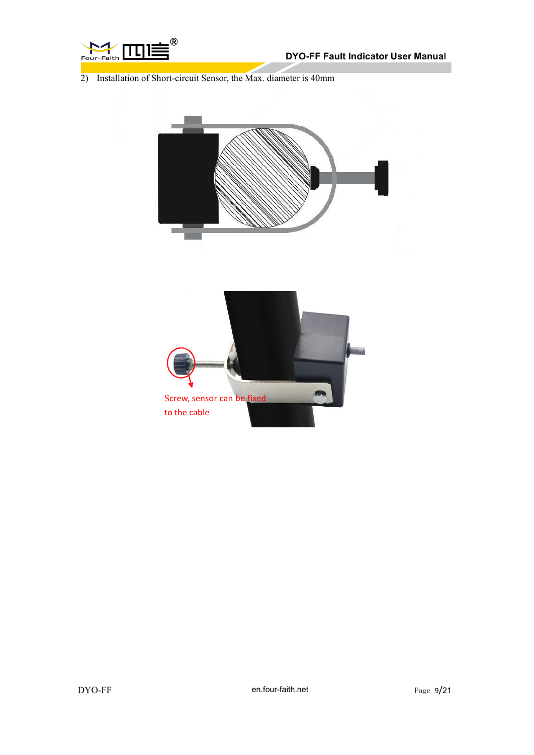2) Installation of Short-circuit Sensor, the Max. diameter is 40mm

Screw, sensor can be fixed to the cable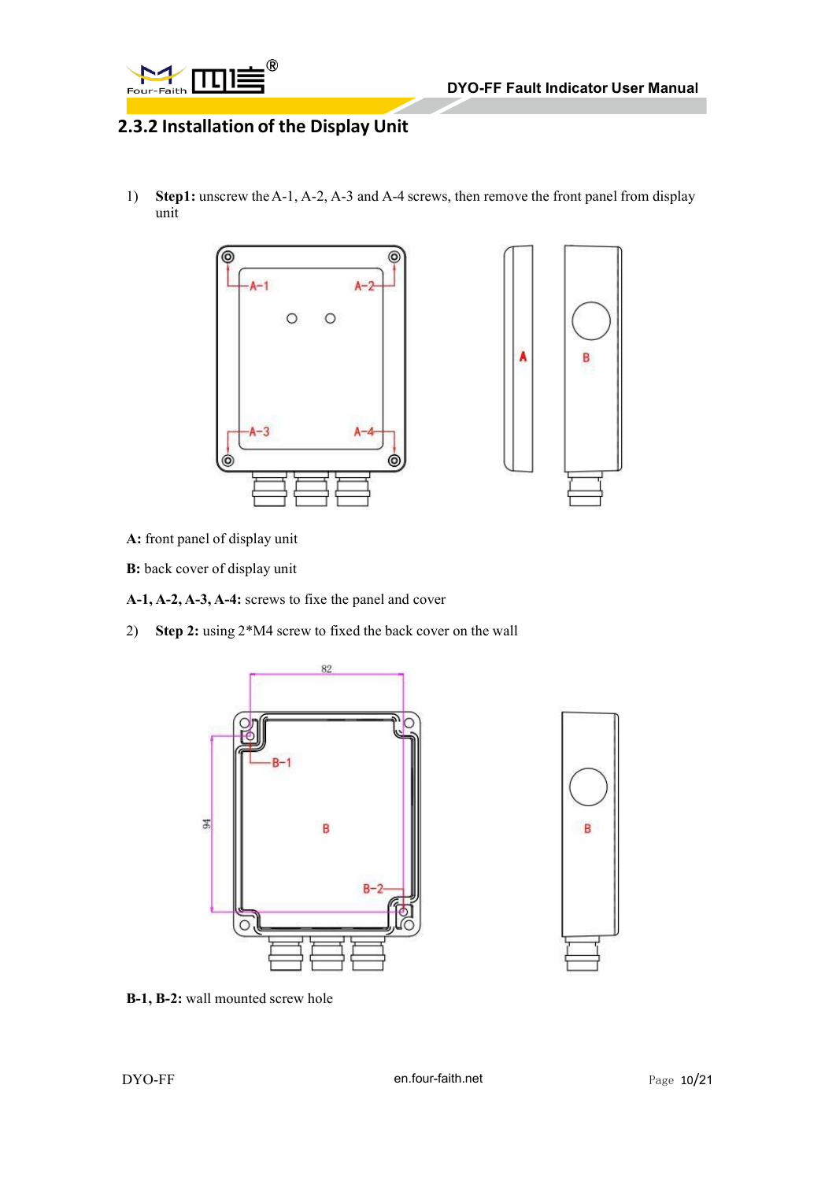### 2.3.2 Installation of the Display Unit

1) **Step1:** unscrew the A-1, A-2, A-3 and A-4 screws, then remove the front panel from display unit

A-1
A-2
A-3
A-4
A
B

**A:** front panel of display unit

**B:** back cover of display unit

**A-1, A-2, A-3, A-4:** screws to fixe the panel and cover

2) **Step 2:** using 2*M4 screw to fixed the back cover on the wall

82
94
B-1
B
B-2
B

**B-1, B-2:** wall mounted screw hole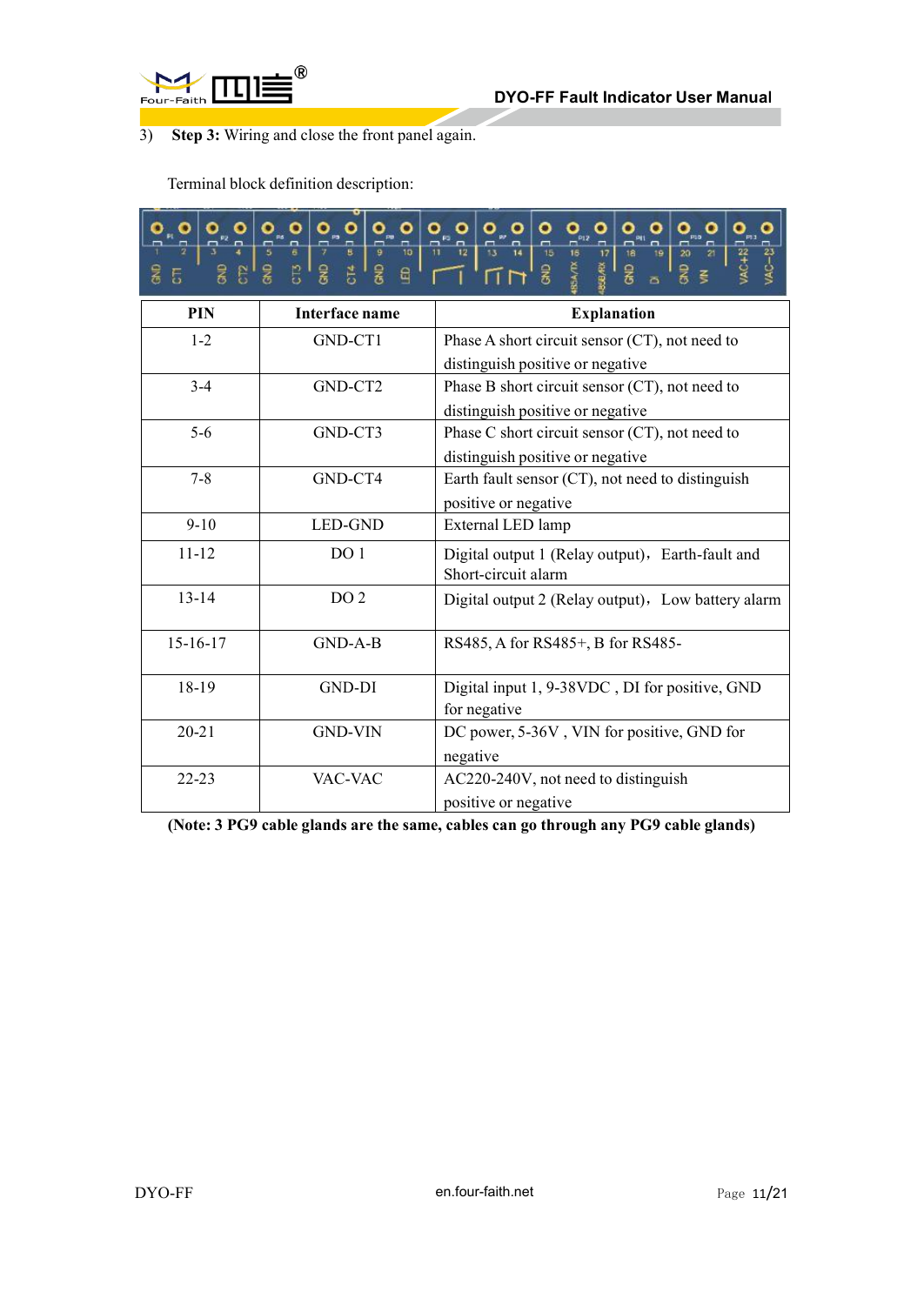3) **Step 3:** Wiring and close the front panel again.

Terminal block definition description:

| PIN | Interface name | Explanation |
|---|---|---|
| 1-2 | GND-CT1 | Phase A short circuit sensor (CT), not need to distinguish positive or negative |
| 3-4 | GND-CT2 | Phase B short circuit sensor (CT), not need to distinguish positive or negative |
| 5-6 | GND-CT3 | Phase C short circuit sensor (CT), not need to distinguish positive or negative |
| 7-8 | GND-CT4 | Earth fault sensor (CT), not need to distinguish positive or negative |
| 9-10 | LED-GND | External LED lamp |
| 11-12 | DO 1 | Digital output 1 (Relay output)，Earth-fault and Short-circuit alarm |
| 13-14 | DO 2 | Digital output 2 (Relay output)，Low battery alarm |
| 15-16-17 | GND-A-B | RS485, A for RS485+, B for RS485- |
| 18-19 | GND-DI | Digital input 1, 9-38VDC , DI for positive, GND for negative |
| 20-21 | GND-VIN | DC power, 5-36V , VIN for positive, GND for negative |
| 22-23 | VAC-VAC | AC220-240V, not need to distinguish positive or negative |

**(Note: 3 PG9 cable glands are the same, cables can go through any PG9 cable glands)**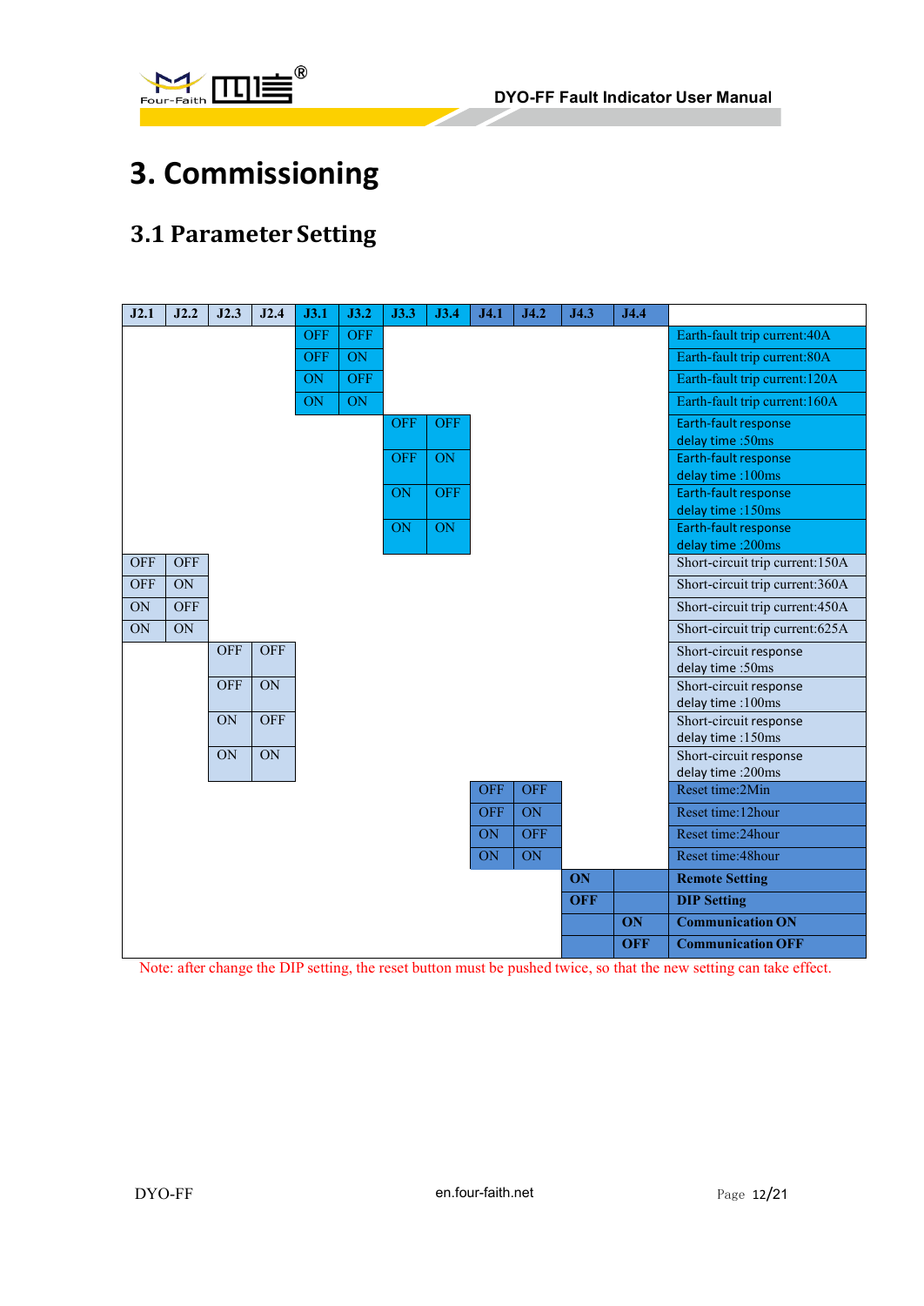// Page 12/21 (doc 372244eb37b3)
# 3. Commissioning

## 3.1 Parameter Setting

| J2.1 | J2.2 | J2.3 | J2.4 | J3.1 | J3.2 | J3.3 | J3.4 | J4.1 | J4.2 | J4.3 | J4.4 | |
|---|---|---|---|---|---|---|---|---|---|---|---|---|
| | | | | OFF | OFF | | | | | | | Earth-fault trip current:40A |
| | | | | OFF | ON | | | | | | | Earth-fault trip current:80A |
| | | | | ON | OFF | | | | | | | Earth-fault trip current:120A |
| | | | | ON | ON | | | | | | | Earth-fault trip current:160A |
| | | | | | | OFF | OFF | | | | | Earth-fault response delay time :50ms |
| | | | | | | OFF | ON | | | | | Earth-fault response delay time :100ms |
| | | | | | | ON | OFF | | | | | Earth-fault response delay time :150ms |
| | | | | | | ON | ON | | | | | Earth-fault response delay time :200ms |
| OFF | OFF | | | | | | | | | | | Short-circuit trip current:150A |
| OFF | ON | | | | | | | | | | | Short-circuit trip current:360A |
| ON | OFF | | | | | | | | | | | Short-circuit trip current:450A |
| ON | ON | | | | | | | | | | | Short-circuit trip current:625A |
| | | OFF | OFF | | | | | | | | | Short-circuit response delay time :50ms |
| | | OFF | ON | | | | | | | | | Short-circuit response delay time :100ms |
| | | ON | OFF | | | | | | | | | Short-circuit response delay time :150ms |
| | | ON | ON | | | | | | | | | Short-circuit response delay time :200ms |
| | | | | | | | | OFF | OFF | | | Reset time:2Min |
| | | | | | | | | OFF | ON | | | Reset time:12hour |
| | | | | | | | | ON | OFF | | | Reset time:24hour |
| | | | | | | | | ON | ON | | | Reset time:48hour |
| | | | | | | | | | | **ON** | | **Remote Setting** |
| | | | | | | | | | | **OFF** | | **DIP Setting** |
| | | | | | | | | | | | **ON** | **Communication ON** |
| | | | | | | | | | | | **OFF** | **Communication OFF** |

Note: after change the DIP setting, the reset button must be pushed twice, so that the new setting can take effect.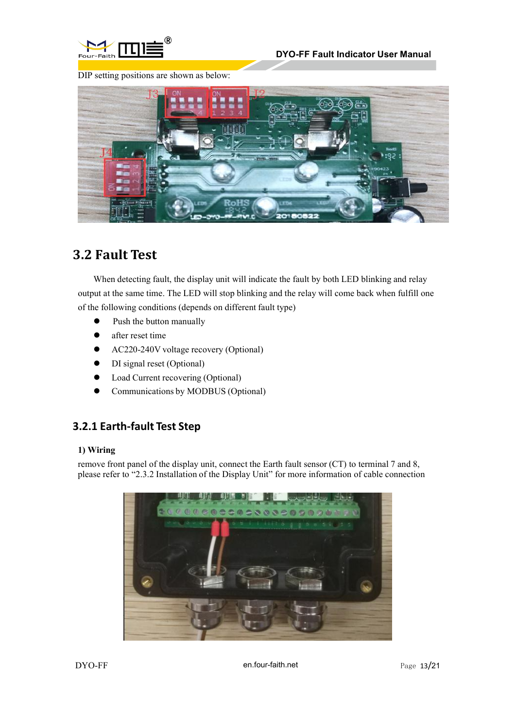DIP setting positions are shown as below:

## 3.2 Fault Test

When detecting fault, the display unit will indicate the fault by both LED blinking and relay output at the same time. The LED will stop blinking and the relay will come back when fulfill one of the following conditions (depends on different fault type)

- Push the button manually
- after reset time
- AC220-240V voltage recovery (Optional)
- DI signal reset (Optional)
- Load Current recovering (Optional)
- Communications by MODBUS (Optional)

### 3.2.1 Earth-fault Test Step

**1) Wiring**

remove front panel of the display unit, connect the Earth fault sensor (CT) to terminal 7 and 8, please refer to "2.3.2 Installation of the Display Unit" for more information of cable connection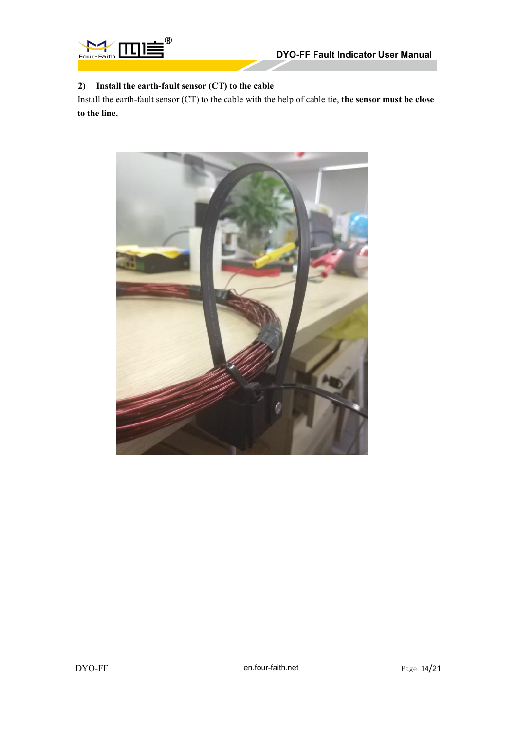### 2) Install the earth-fault sensor (CT) to the cable

Install the earth-fault sensor (CT) to the cable with the help of cable tie, **the sensor must be close to the line**,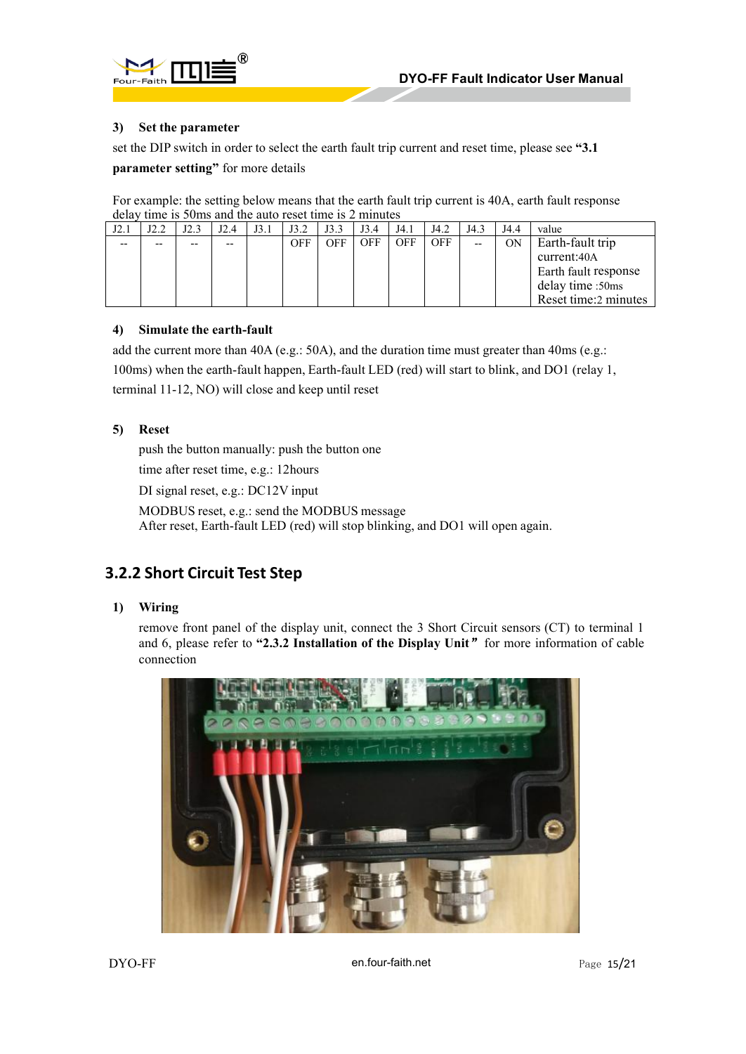**3) Set the parameter**

set the DIP switch in order to select the earth fault trip current and reset time, please see **"3.1 parameter setting"** for more details

For example: the setting below means that the earth fault trip current is 40A, earth fault response delay time is 50ms and the auto reset time is 2 minutes

| J2.1 | J2.2 | J2.3 | J2.4 | J3.1 | J3.2 | J3.3 | J3.4 | J4.1 | J4.2 | J4.3 | J4.4 | value |
|---|---|---|---|---|---|---|---|---|---|---|---|---|
| -- | -- | -- | -- | | OFF | OFF | OFF | OFF | OFF | -- | ON | Earth-fault trip current:40A<br>Earth fault response delay time :50ms<br>Reset time:2 minutes |

**4) Simulate the earth-fault**

add the current more than 40A (e.g.: 50A), and the duration time must greater than 40ms (e.g.: 100ms) when the earth-fault happen, Earth-fault LED (red) will start to blink, and DO1 (relay 1, terminal 11-12, NO) will close and keep until reset

**5) Reset**

push the button manually: push the button one

time after reset time, e.g.: 12hours

DI signal reset, e.g.: DC12V input

MODBUS reset, e.g.: send the MODBUS message

After reset, Earth-fault LED (red) will stop blinking, and DO1 will open again.

## 3.2.2 Short Circuit Test Step

**1) Wiring**

remove front panel of the display unit, connect the 3 Short Circuit sensors (CT) to terminal 1 and 6, please refer to **"2.3.2 Installation of the Display Unit"** for more information of cable connection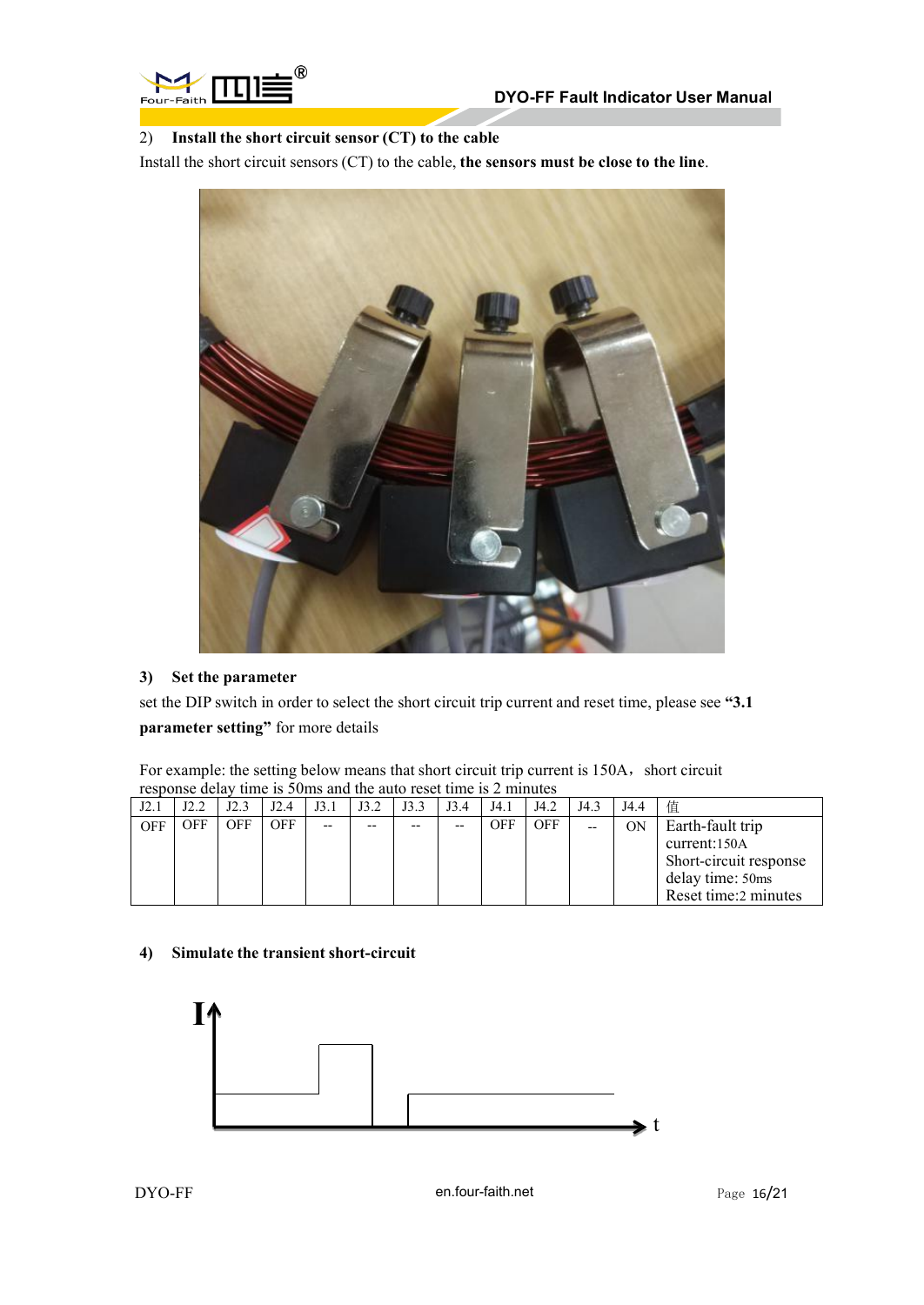2) **Install the short circuit sensor (CT) to the cable**

Install the short circuit sensors (CT) to the cable, **the sensors must be close to the line**.

3) **Set the parameter**

set the DIP switch in order to select the short circuit trip current and reset time, please see **"3.1 parameter setting"** for more details

For example: the setting below means that short circuit trip current is 150A, short circuit response delay time is 50ms and the auto reset time is 2 minutes

| J2.1 | J2.2 | J2.3 | J2.4 | J3.1 | J3.2 | J3.3 | J3.4 | J4.1 | J4.2 | J4.3 | J4.4 | 值 |
|---|---|---|---|---|---|---|---|---|---|---|---|---|
| OFF | OFF | OFF | OFF | -- | -- | -- | -- | OFF | OFF | -- | ON | Earth-fault trip current:150A Short-circuit response delay time: 50ms Reset time:2 minutes |

4) **Simulate the transient short-circuit**

I

t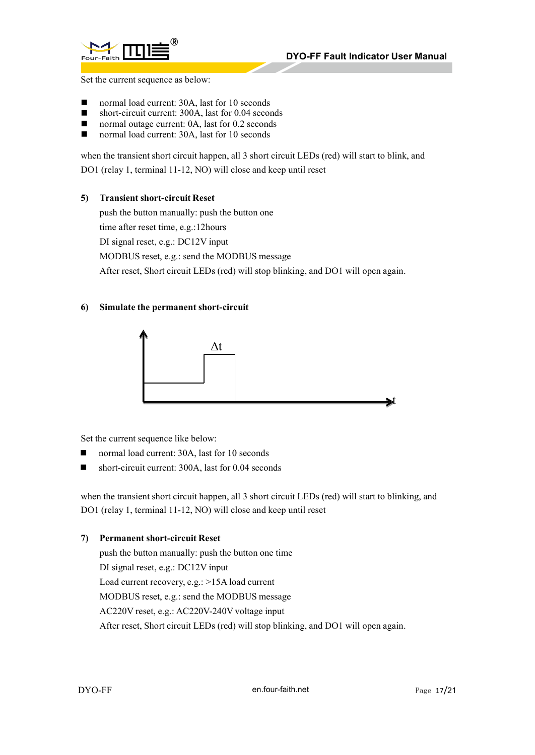Set the current sequence as below:

- normal load current: 30A, last for 10 seconds
- short-circuit current: 300A, last for 0.04 seconds
- normal outage current: 0A, last for 0.2 seconds
- normal load current: 30A, last for 10 seconds

when the transient short circuit happen, all 3 short circuit LEDs (red) will start to blink, and DO1 (relay 1, terminal 11-12, NO) will close and keep until reset

**5) Transient short-circuit Reset**

push the button manually: push the button one

time after reset time, e.g.:12hours

DI signal reset, e.g.: DC12V input

MODBUS reset, e.g.: send the MODBUS message

After reset, Short circuit LEDs (red) will stop blinking, and DO1 will open again.

**6) Simulate the permanent short-circuit**

Δt

t

Set the current sequence like below:

- normal load current: 30A, last for 10 seconds
- short-circuit current: 300A, last for 0.04 seconds

when the transient short circuit happen, all 3 short circuit LEDs (red) will start to blinking, and DO1 (relay 1, terminal 11-12, NO) will close and keep until reset

**7) Permanent short-circuit Reset**

push the button manually: push the button one time

DI signal reset, e.g.: DC12V input

Load current recovery, e.g.: >15A load current

MODBUS reset, e.g.: send the MODBUS message

AC220V reset, e.g.: AC220V-240V voltage input

After reset, Short circuit LEDs (red) will stop blinking, and DO1 will open again.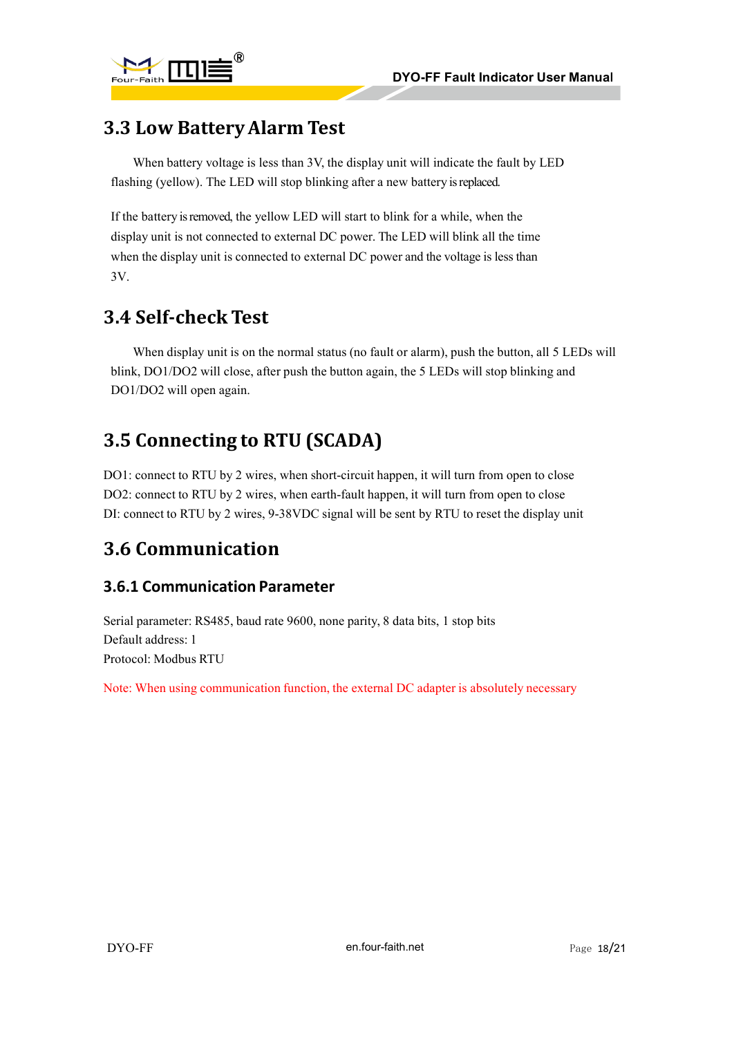## 3.3 Low Battery Alarm Test

When battery voltage is less than 3V, the display unit will indicate the fault by LED flashing (yellow). The LED will stop blinking after a new battery is replaced.

If the battery is removed, the yellow LED will start to blink for a while, when the display unit is not connected to external DC power. The LED will blink all the time when the display unit is connected to external DC power and the voltage is less than 3V.

## 3.4 Self-check Test

When display unit is on the normal status (no fault or alarm), push the button, all 5 LEDs will blink, DO1/DO2 will close, after push the button again, the 5 LEDs will stop blinking and DO1/DO2 will open again.

## 3.5 Connecting to RTU (SCADA)

DO1: connect to RTU by 2 wires, when short-circuit happen, it will turn from open to close
DO2: connect to RTU by 2 wires, when earth-fault happen, it will turn from open to close
DI: connect to RTU by 2 wires, 9-38VDC signal will be sent by RTU to reset the display unit

## 3.6 Communication

### 3.6.1 Communication Parameter

Serial parameter: RS485, baud rate 9600, none parity, 8 data bits, 1 stop bits
Default address: 1
Protocol: Modbus RTU

Note: When using communication function, the external DC adapter is absolutely necessary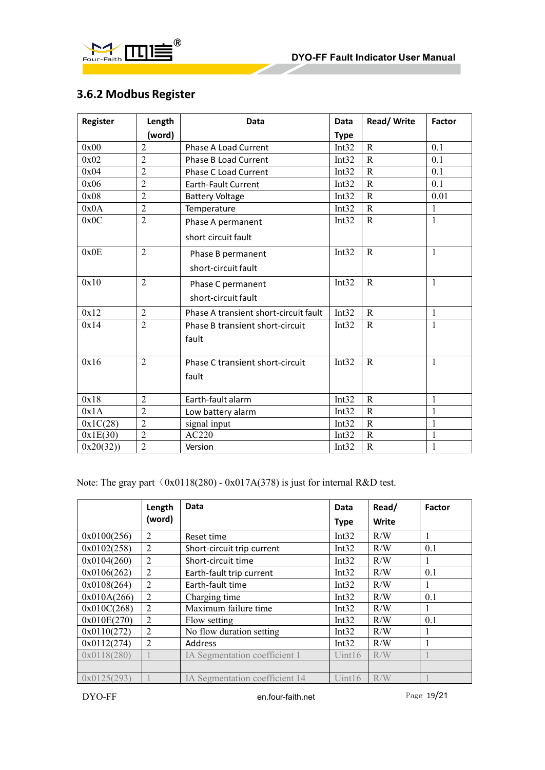### 3.6.2 Modbus Register

| Register | Length (word) | Data | Data Type | Read/ Write | Factor |
|---|---|---|---|---|---|
| 0x00 | 2 | Phase A Load Current | Int32 | R | 0.1 |
| 0x02 | 2 | Phase B Load Current | Int32 | R | 0.1 |
| 0x04 | 2 | Phase C Load Current | Int32 | R | 0.1 |
| 0x06 | 2 | Earth-Fault Current | Int32 | R | 0.1 |
| 0x08 | 2 | Battery Voltage | Int32 | R | 0.01 |
| 0x0A | 2 | Temperature | Int32 | R | 1 |
| 0x0C | 2 | Phase A permanent short circuit fault | Int32 | R | 1 |
| 0x0E | 2 | Phase B permanent short-circuit fault | Int32 | R | 1 |
| 0x10 | 2 | Phase C permanent short-circuit fault | Int32 | R | 1 |
| 0x12 | 2 | Phase A transient short-circuit fault | Int32 | R | 1 |
| 0x14 | 2 | Phase B transient short-circuit fault | Int32 | R | 1 |
| 0x16 | 2 | Phase C transient short-circuit fault | Int32 | R | 1 |
| 0x18 | 2 | Earth-fault alarm | Int32 | R | 1 |
| 0x1A | 2 | Low battery alarm | Int32 | R | 1 |
| 0x1C(28) | 2 | signal input | Int32 | R | 1 |
| 0x1E(30) | 2 | AC220 | Int32 | R | 1 |
| 0x20(32)) | 2 | Version | Int32 | R | 1 |

Note: The gray part（0x0118(280) - 0x017A(378) is just for internal R&D test.

| | Length (word) | Data | Data Type | Read/ Write | Factor |
|---|---|---|---|---|---|
| 0x0100(256) | 2 | Reset time | Int32 | R/W | 1 |
| 0x0102(258) | 2 | Short-circuit trip current | Int32 | R/W | 0.1 |
| 0x0104(260) | 2 | Short-circuit time | Int32 | R/W | 1 |
| 0x0106(262) | 2 | Earth-fault trip current | Int32 | R/W | 0.1 |
| 0x0108(264) | 2 | Earth-fault time | Int32 | R/W | 1 |
| 0x010A(266) | 2 | Charging time | Int32 | R/W | 0.1 |
| 0x010C(268) | 2 | Maximum failure time | Int32 | R/W | 1 |
| 0x010E(270) | 2 | Flow setting | Int32 | R/W | 0.1 |
| 0x0110(272) | 2 | No flow duration setting | Int32 | R/W | 1 |
| 0x0112(274) | 2 | Address | Int32 | R/W | 1 |
| 0x0118(280) | 1 | IA Segmentation coefficient 1 | Uint16 | R/W | 1 |
| | | | | | |
| 0x0125(293) | 1 | IA Segmentation coefficient 14 | Uint16 | R/W | 1 |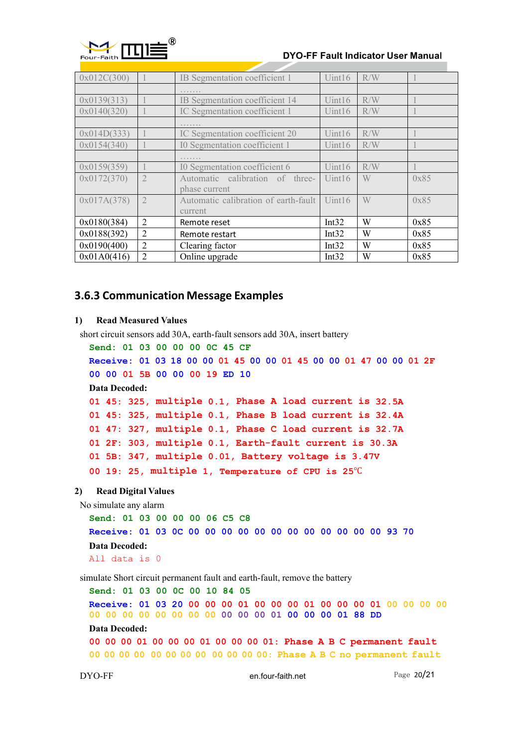| | | | | | |
|---|---|---|---|---|---|
| 0x012C(300) | 1 | IB Segmentation coefficient 1 | Uint16 | R/W | 1 |
| | | ……. | | | |
| 0x0139(313) | 1 | IB Segmentation coefficient 14 | Uint16 | R/W | 1 |
| 0x0140(320) | 1 | IC Segmentation coefficient 1 | Uint16 | R/W | 1 |
| | | ……. | | | |
| 0x014D(333) | 1 | IC Segmentation coefficient 20 | Uint16 | R/W | 1 |
| 0x0154(340) | 1 | I0 Segmentation coefficient 1 | Uint16 | R/W | 1 |
| | | ……. | | | |
| 0x0159(359) | 1 | I0 Segmentation coefficient 6 | Uint16 | R/W | 1 |
| 0x0172(370) | 2 | Automatic calibration of three-phase current | Uint16 | W | 0x85 |
| 0x017A(378) | 2 | Automatic calibration of earth-fault current | Uint16 | W | 0x85 |
| 0x0180(384) | 2 | Remote reset | Int32 | W | 0x85 |
| 0x0188(392) | 2 | Remote restart | Int32 | W | 0x85 |
| 0x0190(400) | 2 | Clearing factor | Int32 | W | 0x85 |
| 0x01A0(416) | 2 | Online upgrade | Int32 | W | 0x85 |

### 3.6.3 Communication Message Examples

**1) Read Measured Values**

short circuit sensors add 30A, earth-fault sensors add 30A, insert battery

```
Send: 01 03 00 00 00 0C 45 CF
Receive: 01 03 18 00 00 01 45 00 00 01 45 00 00 01 47 00 00 01 2F
00 00 01 5B 00 00 00 19 ED 10
```

**Data Decoded:**

```
01 45: 325, multiple 0.1, Phase A load current is 32.5A
01 45: 325, multiple 0.1, Phase B load current is 32.4A
01 47: 327, multiple 0.1, Phase C load current is 32.7A
01 2F: 303, multiple 0.1, Earth-fault current is 30.3A
01 5B: 347, multiple 0.01, Battery voltage is 3.47V
00 19: 25, multiple 1, Temperature of CPU is 25℃
```

**2) Read Digital Values**

No simulate any alarm

```
Send: 01 03 00 00 00 06 C5 C8
Receive: 01 03 0C 00 00 00 00 00 00 00 00 00 00 00 00 93 70
```

**Data Decoded:**

```
All data is 0
```

simulate Short circuit permanent fault and earth-fault, remove the battery

```
Send: 01 03 00 0C 00 10 84 05
Receive: 01 03 20 00 00 00 01 00 00 00 01 00 00 00 01 00 00 00 00
00 00 00 00 00 00 00 00 00 00 00 01 00 00 00 01 88 DD
```

**Data Decoded:**

```
00 00 00 01 00 00 00 01 00 00 00 01: Phase A B C permanent fault
00 00 00 00 00 00 00 00 00 00 00 00: Phase A B C no permanent fault
```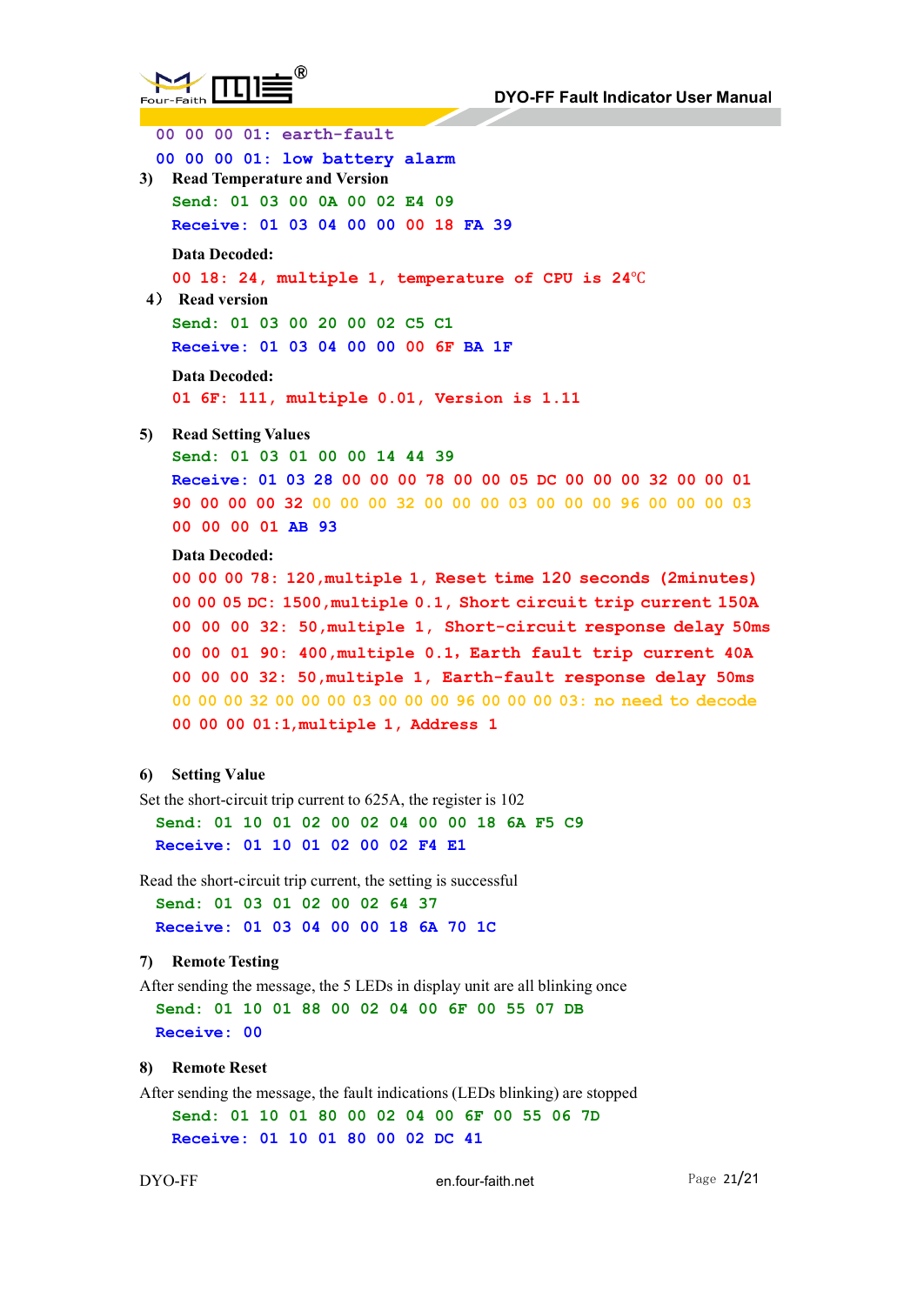00 00 00 01: earth-fault

00 00 00 01: low battery alarm

3) **Read Temperature and Version**

Send: 01 03 00 0A 00 02 E4 09

Receive: 01 03 04 00 00 00 18 FA 39

**Data Decoded:**

00 18: 24, multiple 1, temperature of CPU is 24℃

4） **Read version**

Send: 01 03 00 20 00 02 C5 C1

Receive: 01 03 04 00 00 00 6F BA 1F

**Data Decoded:**

01 6F: 111, multiple 0.01, Version is 1.11

5) **Read Setting Values**

Send: 01 03 01 00 00 14 44 39

Receive: 01 03 28 00 00 00 78 00 00 05 DC 00 00 00 32 00 00 01 90 00 00 00 32 00 00 00 32 00 00 00 03 00 00 00 96 00 00 00 03 00 00 00 01 AB 93

**Data Decoded:**

00 00 00 78: 120,multiple 1, Reset time 120 seconds (2minutes)

00 00 05 DC: 1500,multiple 0.1, Short circuit trip current 150A

00 00 00 32: 50,multiple 1, Short-circuit response delay 50ms

00 00 01 90: 400,multiple 0.1, Earth fault trip current 40A

00 00 00 32: 50,multiple 1, Earth-fault response delay 50ms

00 00 00 32 00 00 00 03 00 00 00 96 00 00 00 03: no need to decode

00 00 00 01:1,multiple 1, Address 1

6) **Setting Value**

Set the short-circuit trip current to 625A, the register is 102

Send: 01 10 01 02 00 02 04 00 00 18 6A F5 C9

Receive: 01 10 01 02 00 02 F4 E1

Read the short-circuit trip current, the setting is successful

Send: 01 03 01 02 00 02 64 37

Receive: 01 03 04 00 00 18 6A 70 1C

7) **Remote Testing**

After sending the message, the 5 LEDs in display unit are all blinking once

Send: 01 10 01 88 00 02 04 00 6F 00 55 07 DB

Receive: 00

8) **Remote Reset**

After sending the message, the fault indications (LEDs blinking) are stopped

Send: 01 10 01 80 00 02 04 00 6F 00 55 06 7D

Receive: 01 10 01 80 00 02 DC 41